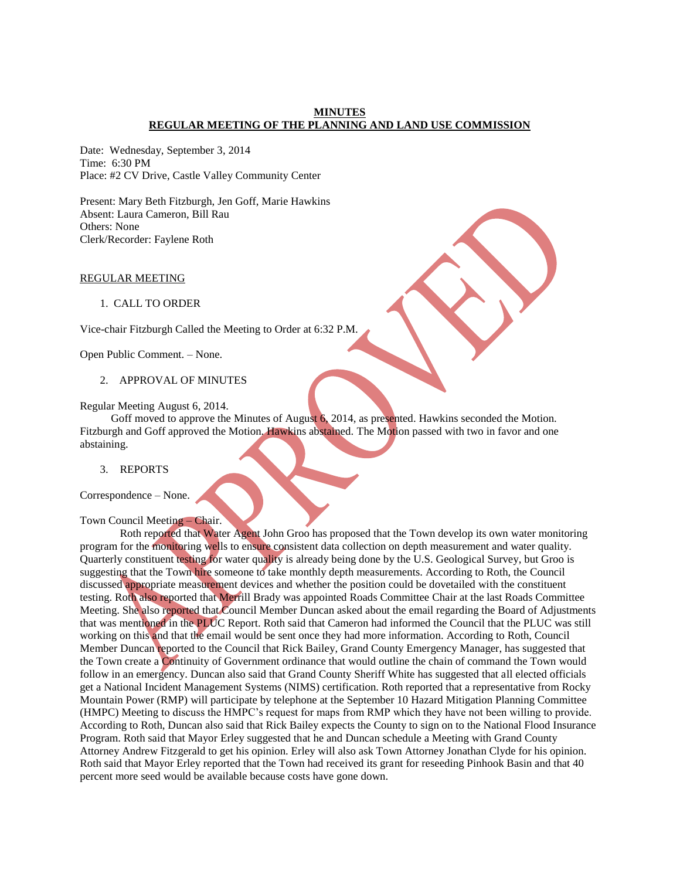**MINUTES**
**REGULAR MEETING OF THE PLANNING AND LAND USE COMMISSION**

Date: Wednesday, September 3, 2014
Time: 6:30 PM
Place: #2 CV Drive, Castle Valley Community Center

Present: Mary Beth Fitzburgh, Jen Goff, Marie Hawkins
Absent: Laura Cameron, Bill Rau
Others: None
Clerk/Recorder: Faylene Roth

REGULAR MEETING

1. CALL TO ORDER

Vice-chair Fitzburgh Called the Meeting to Order at 6:32 P.M.

Open Public Comment. – None.

2. APPROVAL OF MINUTES

Regular Meeting August 6, 2014.
Goff moved to approve the Minutes of August 6, 2014, as presented. Hawkins seconded the Motion. Fitzburgh and Goff approved the Motion. Hawkins abstained. The Motion passed with two in favor and one abstaining.

3. REPORTS

Correspondence – None.

Town Council Meeting – Chair.
Roth reported that Water Agent John Groo has proposed that the Town develop its own water monitoring program for the monitoring wells to ensure consistent data collection on depth measurement and water quality. Quarterly constituent testing for water quality is already being done by the U.S. Geological Survey, but Groo is suggesting that the Town hire someone to take monthly depth measurements. According to Roth, the Council discussed appropriate measurement devices and whether the position could be dovetailed with the constituent testing. Roth also reported that Merrill Brady was appointed Roads Committee Chair at the last Roads Committee Meeting. She also reported that Council Member Duncan asked about the email regarding the Board of Adjustments that was mentioned in the PLUC Report. Roth said that Cameron had informed the Council that the PLUC was still working on this and that the email would be sent once they had more information. According to Roth, Council Member Duncan reported to the Council that Rick Bailey, Grand County Emergency Manager, has suggested that the Town create a Continuity of Government ordinance that would outline the chain of command the Town would follow in an emergency. Duncan also said that Grand County Sheriff White has suggested that all elected officials get a National Incident Management Systems (NIMS) certification. Roth reported that a representative from Rocky Mountain Power (RMP) will participate by telephone at the September 10 Hazard Mitigation Planning Committee (HMPC) Meeting to discuss the HMPC's request for maps from RMP which they have not been willing to provide. According to Roth, Duncan also said that Rick Bailey expects the County to sign on to the National Flood Insurance Program. Roth said that Mayor Erley suggested that he and Duncan schedule a Meeting with Grand County Attorney Andrew Fitzgerald to get his opinion. Erley will also ask Town Attorney Jonathan Clyde for his opinion. Roth said that Mayor Erley reported that the Town had received its grant for reseeding Pinhook Basin and that 40 percent more seed would be available because costs have gone down.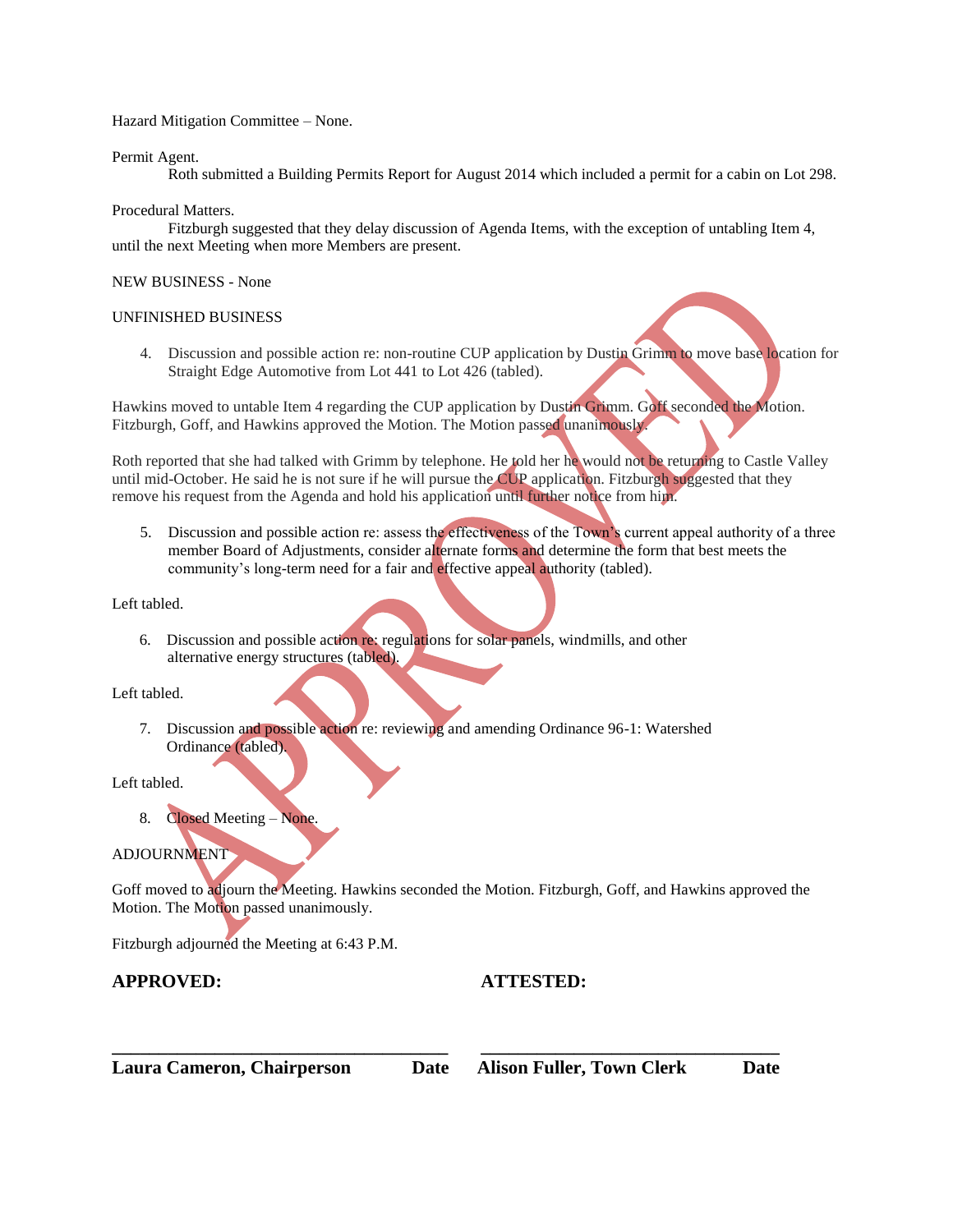Hazard Mitigation Committee – None.

Permit Agent.

Roth submitted a Building Permits Report for August 2014 which included a permit for a cabin on Lot 298.

Procedural Matters.

Fitzburgh suggested that they delay discussion of Agenda Items, with the exception of untabling Item 4, until the next Meeting when more Members are present.

NEW BUSINESS - None

UNFINISHED BUSINESS

4. Discussion and possible action re: non-routine CUP application by Dustin Grimm to move base location for Straight Edge Automotive from Lot 441 to Lot 426 (tabled).

Hawkins moved to untable Item 4 regarding the CUP application by Dustin Grimm. Goff seconded the Motion. Fitzburgh, Goff, and Hawkins approved the Motion. The Motion passed unanimously.

Roth reported that she had talked with Grimm by telephone. He told her he would not be returning to Castle Valley until mid-October. He said he is not sure if he will pursue the CUP application. Fitzburgh suggested that they remove his request from the Agenda and hold his application until further notice from him.

5. Discussion and possible action re: assess the effectiveness of the Town's current appeal authority of a three member Board of Adjustments, consider alternate forms and determine the form that best meets the community's long-term need for a fair and effective appeal authority (tabled).

Left tabled.

6. Discussion and possible action re: regulations for solar panels, windmills, and other alternative energy structures (tabled).

Left tabled.

7. Discussion and possible action re: reviewing and amending Ordinance 96-1: Watershed Ordinance (tabled).

Left tabled.

8. Closed Meeting – None.

ADJOURNMENT

Goff moved to adjourn the Meeting. Hawkins seconded the Motion. Fitzburgh, Goff, and Hawkins approved the Motion. The Motion passed unanimously.

Fitzburgh adjourned the Meeting at 6:43 P.M.

**APPROVED:** **ATTESTED:**

\_\_\_\_\_\_\_\_\_\_\_\_\_\_\_\_\_\_\_\_\_\_\_\_\_\_\_\_\_\_\_\_\_\_\_\_\_\_ \_\_\_\_\_\_\_\_\_\_\_\_\_\_\_\_\_\_\_\_\_\_\_\_\_\_\_\_\_\_\_\_\_\_\_\_

**Laura Cameron, Chairperson Date** **Alison Fuller, Town Clerk Date**

APPROVED